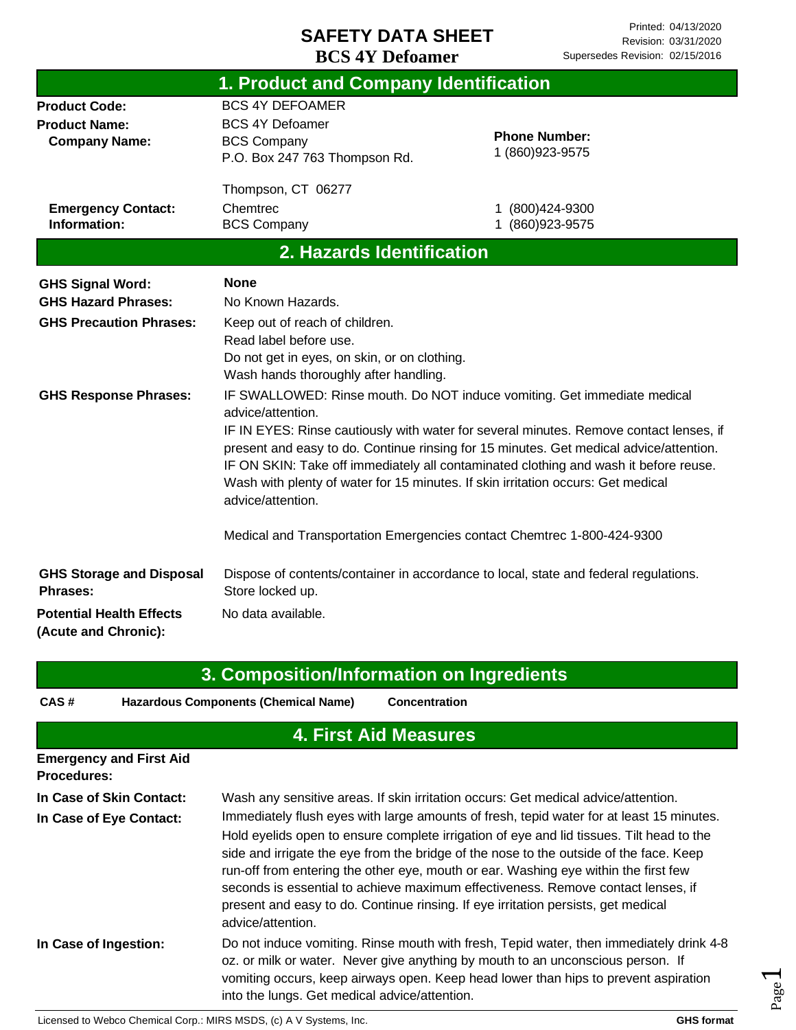# SAFETY DATA SHEET

## BCS 4Y Defoamer

Printed: 04/13/2020
Revision: 03/31/2020
Supersedes Revision: 02/15/2016

## 1. Product and Company Identification

| | | |
|---|---|---|
| **Product Code:** | BCS 4Y DEFOAMER | |
| **Product Name:** | BCS 4Y Defoamer | |
| **Company Name:** | BCS Company<br>P.O. Box 247 763 Thompson Rd.<br><br>Thompson, CT 06277 | **Phone Number:**<br>1 (860)923-9575 |
| **Emergency Contact:** | Chemtrec | 1 (800)424-9300 |
| **Information:** | BCS Company | 1 (860)923-9575 |

## 2. Hazards Identification

**GHS Signal Word:** **None**

**GHS Hazard Phrases:** No Known Hazards.

**GHS Precaution Phrases:**
Keep out of reach of children.
Read label before use.
Do not get in eyes, on skin, or on clothing.
Wash hands thoroughly after handling.

**GHS Response Phrases:**
IF SWALLOWED: Rinse mouth. Do NOT induce vomiting. Get immediate medical advice/attention.
IF IN EYES: Rinse cautiously with water for several minutes. Remove contact lenses, if present and easy to do. Continue rinsing for 15 minutes. Get medical advice/attention.
IF ON SKIN: Take off immediately all contaminated clothing and wash it before reuse. Wash with plenty of water for 15 minutes. If skin irritation occurs: Get medical advice/attention.

Medical and Transportation Emergencies contact Chemtrec 1-800-424-9300

**GHS Storage and Disposal Phrases:**
Dispose of contents/container in accordance to local, state and federal regulations.
Store locked up.

**Potential Health Effects (Acute and Chronic):** No data available.

## 3. Composition/Information on Ingredients

| CAS # | Hazardous Components (Chemical Name) | Concentration |
|---|---|---|

## 4. First Aid Measures

**Emergency and First Aid Procedures:**

**In Case of Skin Contact:** Wash any sensitive areas. If skin irritation occurs: Get medical advice/attention.

**In Case of Eye Contact:** Immediately flush eyes with large amounts of fresh, tepid water for at least 15 minutes. Hold eyelids open to ensure complete irrigation of eye and lid tissues. Tilt head to the side and irrigate the eye from the bridge of the nose to the outside of the face. Keep run-off from entering the other eye, mouth or ear. Washing eye within the first few seconds is essential to achieve maximum effectiveness. Remove contact lenses, if present and easy to do. Continue rinsing. If eye irritation persists, get medical advice/attention.

**In Case of Ingestion:** Do not induce vomiting. Rinse mouth with fresh, Tepid water, then immediately drink 4-8 oz. or milk or water. Never give anything by mouth to an unconscious person. If vomiting occurs, keep airways open. Keep head lower than hips to prevent aspiration into the lungs. Get medical advice/attention.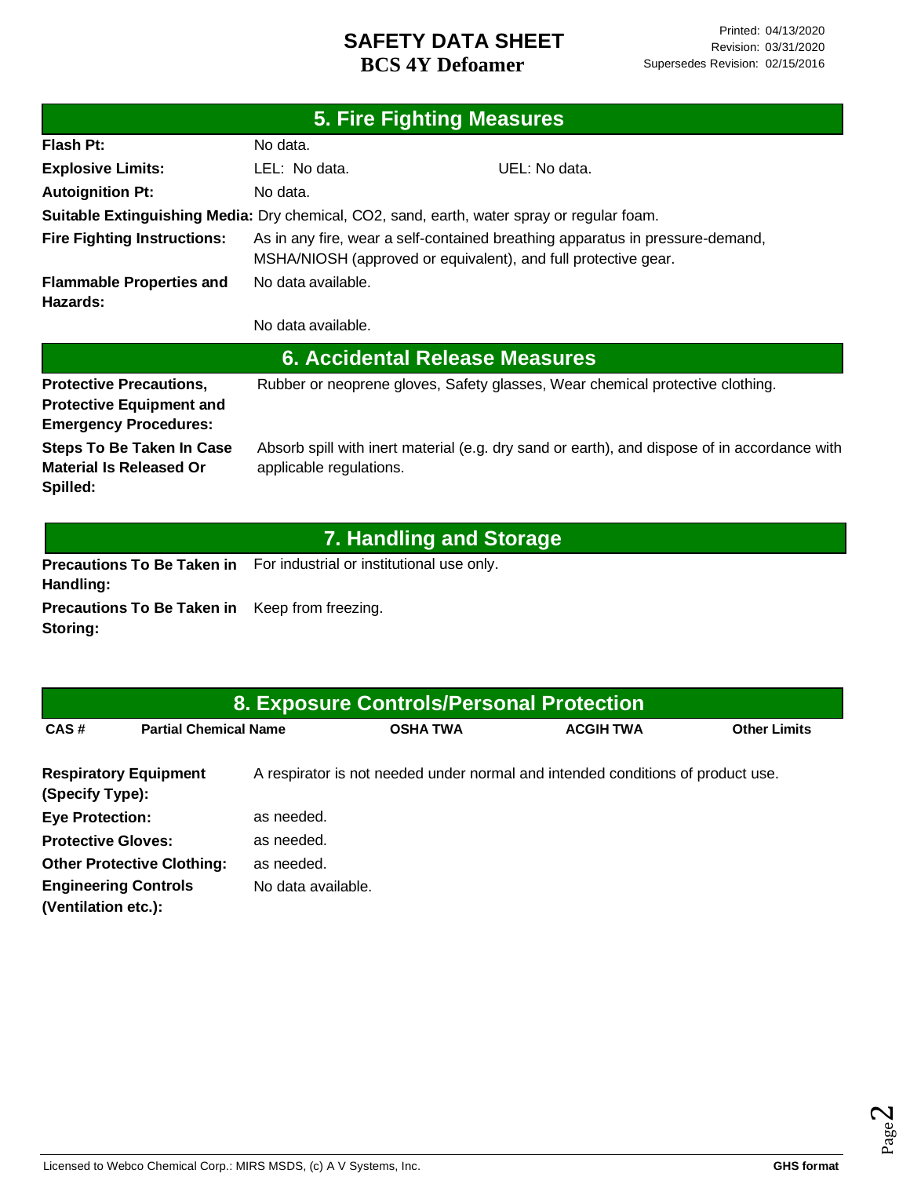## 5. Fire Fighting Measures

**Flash Pt:** No data.

**Explosive Limits:** LEL: No data. UEL: No data.

**Autoignition Pt:** No data.

**Suitable Extinguishing Media:** Dry chemical, CO2, sand, earth, water spray or regular foam.

**Fire Fighting Instructions:** As in any fire, wear a self-contained breathing apparatus in pressure-demand, MSHA/NIOSH (approved or equivalent), and full protective gear.

**Flammable Properties and Hazards:** No data available.

No data available.

## 6. Accidental Release Measures

**Protective Precautions, Protective Equipment and Emergency Procedures:** Rubber or neoprene gloves, Safety glasses, Wear chemical protective clothing.

**Steps To Be Taken In Case Material Is Released Or Spilled:** Absorb spill with inert material (e.g. dry sand or earth), and dispose of in accordance with applicable regulations.

## 7. Handling and Storage

**Precautions To Be Taken in Handling:** For industrial or institutional use only.

**Precautions To Be Taken in Storing:** Keep from freezing.

## 8. Exposure Controls/Personal Protection

| CAS # | Partial Chemical Name | OSHA TWA | ACGIH TWA | Other Limits |
|---|---|---|---|---|

**Respiratory Equipment (Specify Type):** A respirator is not needed under normal and intended conditions of product use.

**Eye Protection:** as needed.

**Protective Gloves:** as needed.

**Other Protective Clothing:** as needed.

**Engineering Controls (Ventilation etc.):** No data available.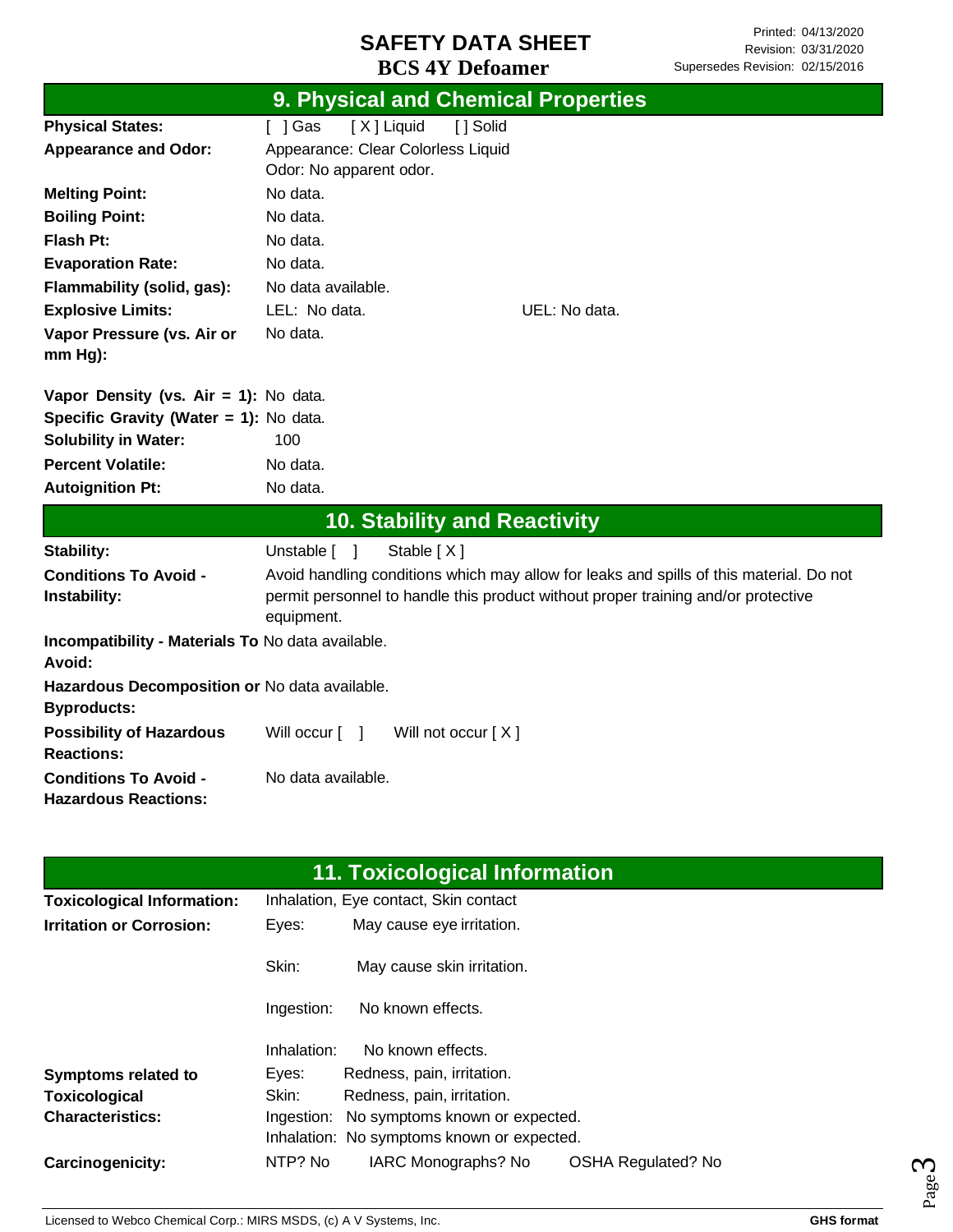# SAFETY DATA SHEET

## BCS 4Y Defoamer

Printed: 04/13/2020
Revision: 03/31/2020
Supersedes Revision: 02/15/2016

## 9. Physical and Chemical Properties

| | |
|---|---|
| **Physical States:** | [ ] Gas   [ X ] Liquid   [ ] Solid |
| **Appearance and Odor:** | Appearance: Clear Colorless Liquid<br>Odor: No apparent odor. |
| **Melting Point:** | No data. |
| **Boiling Point:** | No data. |
| **Flash Pt:** | No data. |
| **Evaporation Rate:** | No data. |
| **Flammability (solid, gas):** | No data available. |
| **Explosive Limits:** | LEL: No data.   UEL: No data. |
| **Vapor Pressure (vs. Air or mm Hg):** | No data. |
| **Vapor Density (vs. Air = 1):** | No data. |
| **Specific Gravity (Water = 1):** | No data. |
| **Solubility in Water:** | 100 |
| **Percent Volatile:** | No data. |
| **Autoignition Pt:** | No data. |

## 10. Stability and Reactivity

| | |
|---|---|
| **Stability:** | Unstable [ ]   Stable [ X ] |
| **Conditions To Avoid - Instability:** | Avoid handling conditions which may allow for leaks and spills of this material. Do not permit personnel to handle this product without proper training and/or protective equipment. |
| **Incompatibility - Materials To Avoid:** | No data available. |
| **Hazardous Decomposition or Byproducts:** | No data available. |
| **Possibility of Hazardous Reactions:** | Will occur [ ]   Will not occur [ X ] |
| **Conditions To Avoid - Hazardous Reactions:** | No data available. |

## 11. Toxicological Information

| | |
|---|---|
| **Toxicological Information:** | Inhalation, Eye contact, Skin contact |
| **Irritation or Corrosion:** | Eyes: May cause eye irritation.<br>Skin: May cause skin irritation.<br>Ingestion: No known effects.<br>Inhalation: No known effects. |
| **Symptoms related to Toxicological Characteristics:** | Eyes: Redness, pain, irritation.<br>Skin: Redness, pain, irritation.<br>Ingestion: No symptoms known or expected.<br>Inhalation: No symptoms known or expected. |
| **Carcinogenicity:** | NTP? No   IARC Monographs? No   OSHA Regulated? No |

Licensed to Webco Chemical Corp.: MIRS MSDS, (c) A V Systems, Inc.   GHS format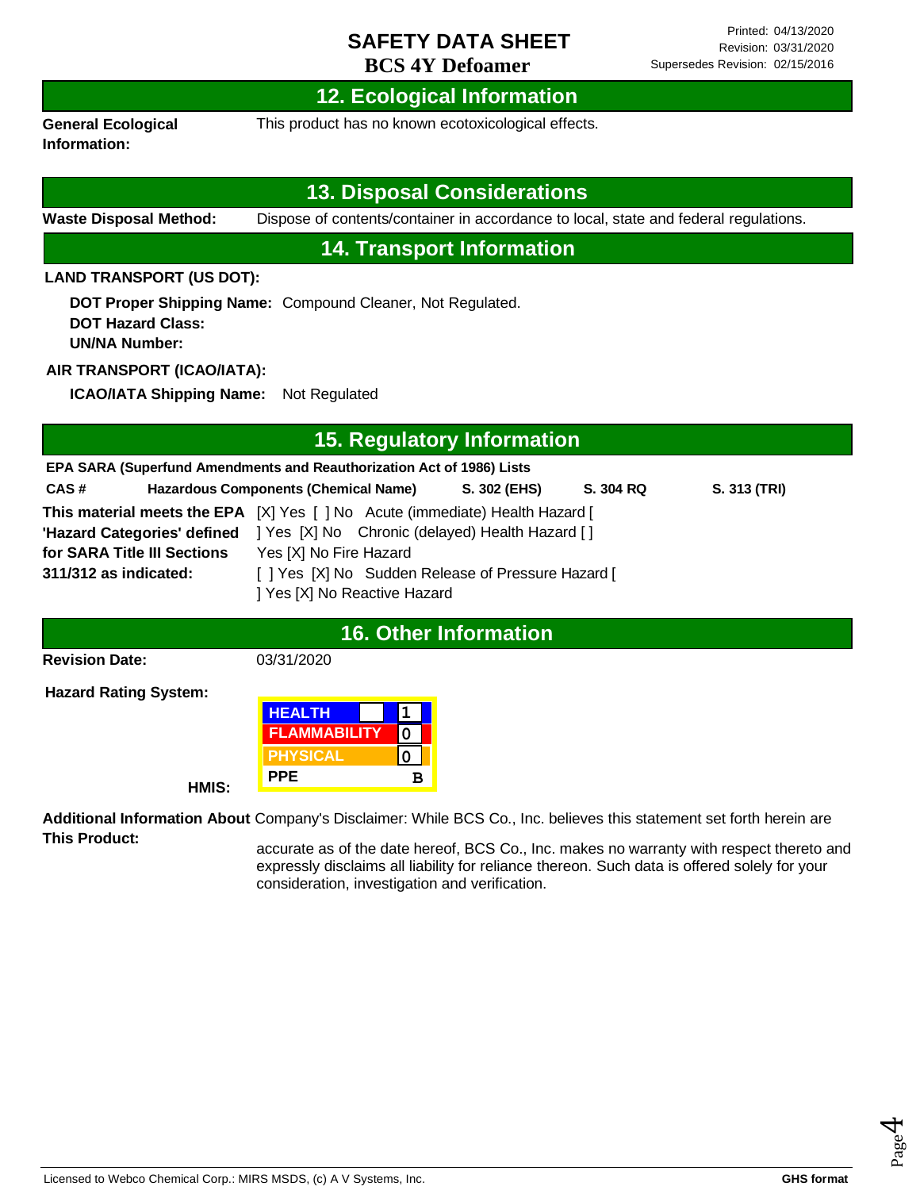# SAFETY DATA SHEET
## BCS 4Y Defoamer

Printed: 04/13/2020
Revision: 03/31/2020
Supersedes Revision: 02/15/2016

## 12. Ecological Information

**General Ecological Information:** This product has no known ecotoxicological effects.

## 13. Disposal Considerations

**Waste Disposal Method:** Dispose of contents/container in accordance to local, state and federal regulations.

## 14. Transport Information

**LAND TRANSPORT (US DOT):**

**DOT Proper Shipping Name:** Compound Cleaner, Not Regulated.
**DOT Hazard Class:**
**UN/NA Number:**

**AIR TRANSPORT (ICAO/IATA):**

**ICAO/IATA Shipping Name:** Not Regulated

## 15. Regulatory Information

**EPA SARA (Superfund Amendments and Reauthorization Act of 1986) Lists**

| CAS # | Hazardous Components (Chemical Name) | S. 302 (EHS) | S. 304 RQ | S. 313 (TRI) |
|---|---|---|---|---|

**This material meets the EPA 'Hazard Categories' defined for SARA Title III Sections 311/312 as indicated:**

[X] Yes [ ] No Acute (immediate) Health Hazard [
] Yes [X] No Chronic (delayed) Health Hazard [ ]
Yes [X] No Fire Hazard
[ ] Yes [X] No Sudden Release of Pressure Hazard [
] Yes [X] No Reactive Hazard

## 16. Other Information

**Revision Date:** 03/31/2020

**Hazard Rating System:**

**HMIS:**

| | |
|---|---|
| HEALTH | 1 |
| FLAMMABILITY | 0 |
| PHYSICAL | 0 |
| PPE | B |

**Additional Information About This Product:** Company's Disclaimer: While BCS Co., Inc. believes this statement set forth herein are accurate as of the date hereof, BCS Co., Inc. makes no warranty with respect thereto and expressly disclaims all liability for reliance thereon. Such data is offered solely for your consideration, investigation and verification.

Licensed to Webco Chemical Corp.: MIRS MSDS, (c) A V Systems, Inc. — GHS format